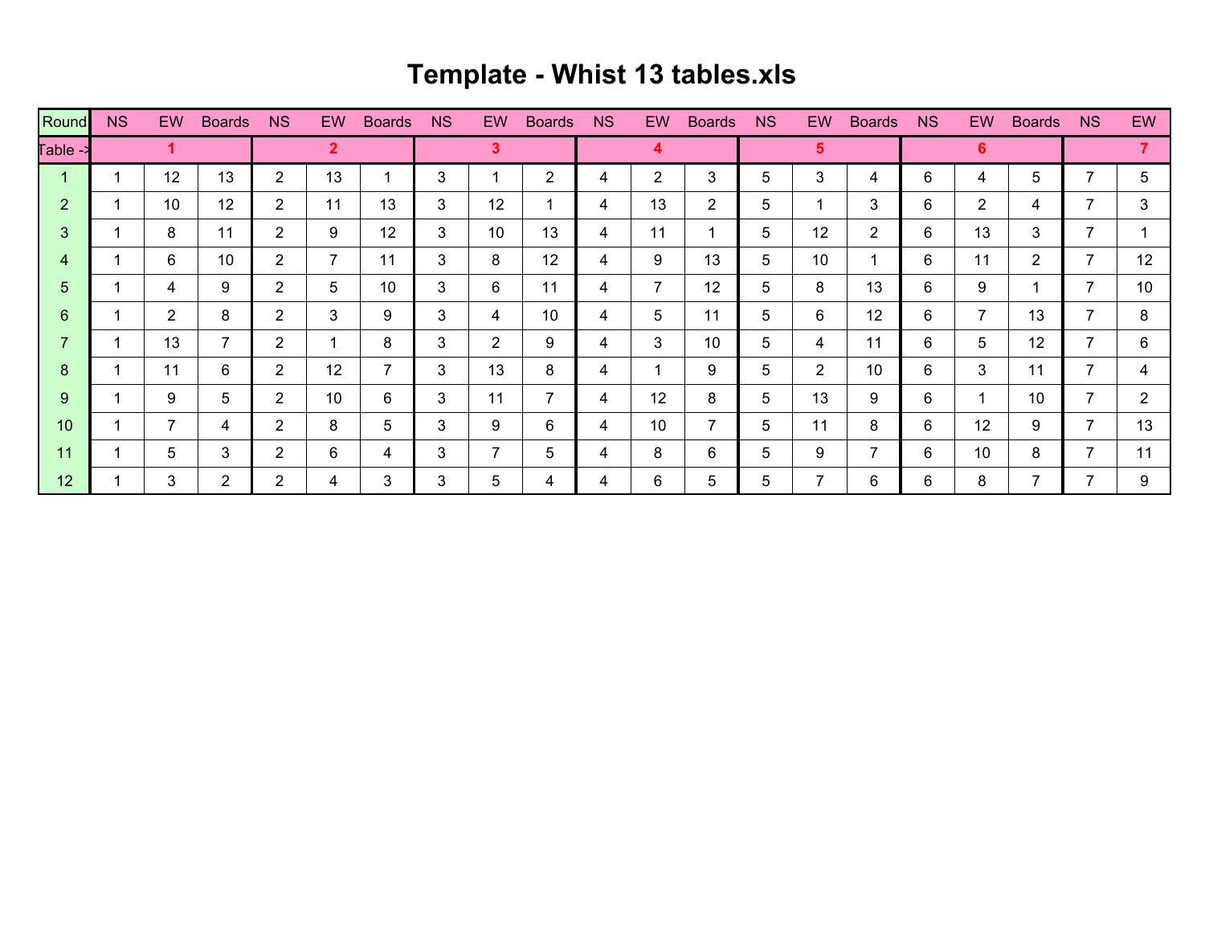# Template - Whist 13 tables.xls

| Round | NS | EW | Boards | NS | EW | Boards | NS | EW | Boards | NS | EW | Boards | NS | EW | Boards | NS | EW | Boards | NS | EW |
|---|---|---|---|---|---|---|---|---|---|---|---|---|---|---|---|---|---|---|---|---|
| Table -> | 1 | | | 2 | | | 3 | | | 4 | | | 5 | | | 6 | | | 7 | |
| 1 | 1 | 12 | 13 | 2 | 13 | 1 | 3 | 1 | 2 | 4 | 2 | 3 | 5 | 3 | 4 | 6 | 4 | 5 | 7 | 5 |
| 2 | 1 | 10 | 12 | 2 | 11 | 13 | 3 | 12 | 1 | 4 | 13 | 2 | 5 | 1 | 3 | 6 | 2 | 4 | 7 | 3 |
| 3 | 1 | 8 | 11 | 2 | 9 | 12 | 3 | 10 | 13 | 4 | 11 | 1 | 5 | 12 | 2 | 6 | 13 | 3 | 7 | 1 |
| 4 | 1 | 6 | 10 | 2 | 7 | 11 | 3 | 8 | 12 | 4 | 9 | 13 | 5 | 10 | 1 | 6 | 11 | 2 | 7 | 12 |
| 5 | 1 | 4 | 9 | 2 | 5 | 10 | 3 | 6 | 11 | 4 | 7 | 12 | 5 | 8 | 13 | 6 | 9 | 1 | 7 | 10 |
| 6 | 1 | 2 | 8 | 2 | 3 | 9 | 3 | 4 | 10 | 4 | 5 | 11 | 5 | 6 | 12 | 6 | 7 | 13 | 7 | 8 |
| 7 | 1 | 13 | 7 | 2 | 1 | 8 | 3 | 2 | 9 | 4 | 3 | 10 | 5 | 4 | 11 | 6 | 5 | 12 | 7 | 6 |
| 8 | 1 | 11 | 6 | 2 | 12 | 7 | 3 | 13 | 8 | 4 | 1 | 9 | 5 | 2 | 10 | 6 | 3 | 11 | 7 | 4 |
| 9 | 1 | 9 | 5 | 2 | 10 | 6 | 3 | 11 | 7 | 4 | 12 | 8 | 5 | 13 | 9 | 6 | 1 | 10 | 7 | 2 |
| 10 | 1 | 7 | 4 | 2 | 8 | 5 | 3 | 9 | 6 | 4 | 10 | 7 | 5 | 11 | 8 | 6 | 12 | 9 | 7 | 13 |
| 11 | 1 | 5 | 3 | 2 | 6 | 4 | 3 | 7 | 5 | 4 | 8 | 6 | 5 | 9 | 7 | 6 | 10 | 8 | 7 | 11 |
| 12 | 1 | 3 | 2 | 2 | 4 | 3 | 3 | 5 | 4 | 4 | 6 | 5 | 5 | 7 | 6 | 6 | 8 | 7 | 7 | 9 |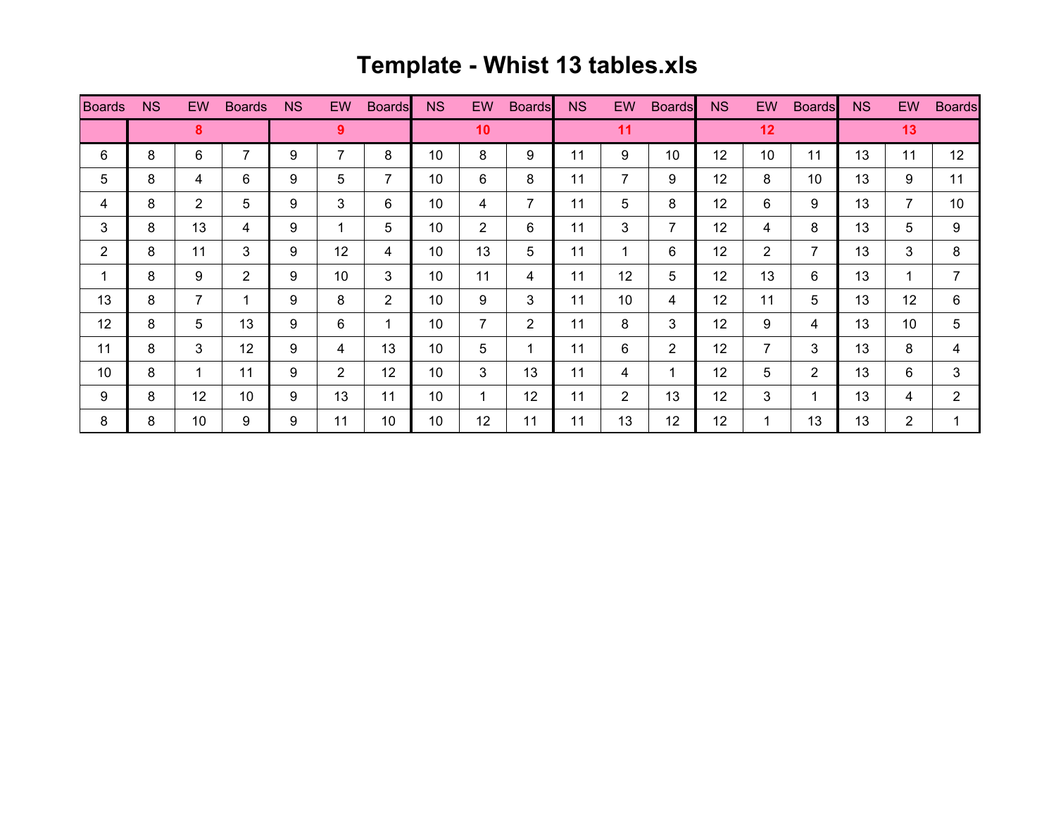# Template - Whist 13 tables.xls

| Boards | NS | EW | Boards | NS | EW | Boards | NS | EW | Boards | NS | EW | Boards | NS | EW | Boards | NS | EW | Boards |
|---|---|---|---|---|---|---|---|---|---|---|---|---|---|---|---|---|---|---|
| | 8 | | | 9 | | | 10 | | | 11 | | | 12 | | | 13 | | |
| 6 | 8 | 6 | 7 | 9 | 7 | 8 | 10 | 8 | 9 | 11 | 9 | 10 | 12 | 10 | 11 | 13 | 11 | 12 |
| 5 | 8 | 4 | 6 | 9 | 5 | 7 | 10 | 6 | 8 | 11 | 7 | 9 | 12 | 8 | 10 | 13 | 9 | 11 |
| 4 | 8 | 2 | 5 | 9 | 3 | 6 | 10 | 4 | 7 | 11 | 5 | 8 | 12 | 6 | 9 | 13 | 7 | 10 |
| 3 | 8 | 13 | 4 | 9 | 1 | 5 | 10 | 2 | 6 | 11 | 3 | 7 | 12 | 4 | 8 | 13 | 5 | 9 |
| 2 | 8 | 11 | 3 | 9 | 12 | 4 | 10 | 13 | 5 | 11 | 1 | 6 | 12 | 2 | 7 | 13 | 3 | 8 |
| 1 | 8 | 9 | 2 | 9 | 10 | 3 | 10 | 11 | 4 | 11 | 12 | 5 | 12 | 13 | 6 | 13 | 1 | 7 |
| 13 | 8 | 7 | 1 | 9 | 8 | 2 | 10 | 9 | 3 | 11 | 10 | 4 | 12 | 11 | 5 | 13 | 12 | 6 |
| 12 | 8 | 5 | 13 | 9 | 6 | 1 | 10 | 7 | 2 | 11 | 8 | 3 | 12 | 9 | 4 | 13 | 10 | 5 |
| 11 | 8 | 3 | 12 | 9 | 4 | 13 | 10 | 5 | 1 | 11 | 6 | 2 | 12 | 7 | 3 | 13 | 8 | 4 |
| 10 | 8 | 1 | 11 | 9 | 2 | 12 | 10 | 3 | 13 | 11 | 4 | 1 | 12 | 5 | 2 | 13 | 6 | 3 |
| 9 | 8 | 12 | 10 | 9 | 13 | 11 | 10 | 1 | 12 | 11 | 2 | 13 | 12 | 3 | 1 | 13 | 4 | 2 |
| 8 | 8 | 10 | 9 | 9 | 11 | 10 | 10 | 12 | 11 | 11 | 13 | 12 | 12 | 1 | 13 | 13 | 2 | 1 |